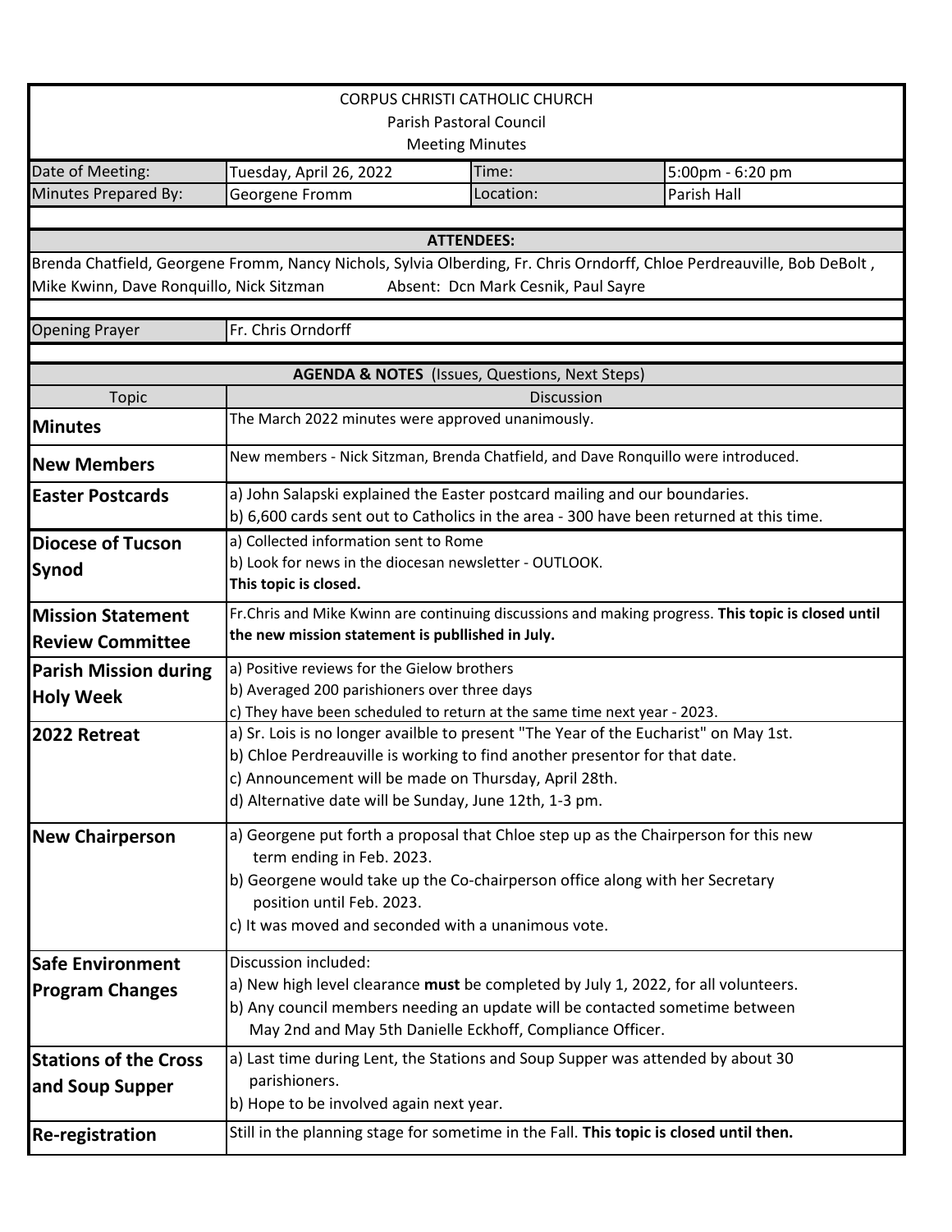CORPUS CHRISTI CATHOLIC CHURCH
Parish Pastoral Council
Meeting Minutes

| Date of Meeting: | Tuesday, April 26, 2022 | Time: | 5:00pm - 6:20 pm |
|---|---|---|---|
| Minutes Prepared By: | Georgene Fromm | Location: | Parish Hall |

**ATTENDEES:**

Brenda Chatfield, Georgene Fromm, Nancy Nichols, Sylvia Olberding, Fr. Chris Orndorff, Chloe Perdreauville, Bob DeBolt, Mike Kwinn, Dave Ronquillo, Nick Sitzman Absent: Dcn Mark Cesnik, Paul Sayre

| Opening Prayer | Fr. Chris Orndorff |
|---|---|

**AGENDA & NOTES** (Issues, Questions, Next Steps)

| Topic | Discussion |
|---|---|
| **Minutes** | The March 2022 minutes were approved unanimously. |
| **New Members** | New members - Nick Sitzman, Brenda Chatfield, and Dave Ronquillo were introduced. |
| **Easter Postcards** | a) John Salapski explained the Easter postcard mailing and our boundaries.<br>b) 6,600 cards sent out to Catholics in the area - 300 have been returned at this time. |
| **Diocese of Tucson Synod** | a) Collected information sent to Rome<br>b) Look for news in the diocesan newsletter - OUTLOOK.<br>**This topic is closed.** |
| **Mission Statement Review Committee** | Fr.Chris and Mike Kwinn are continuing discussions and making progress. **This topic is closed until the new mission statement is publlished in July.** |
| **Parish Mission during Holy Week** | a) Positive reviews for the Gielow brothers<br>b) Averaged 200 parishioners over three days<br>c) They have been scheduled to return at the same time next year - 2023. |
| **2022 Retreat** | a) Sr. Lois is no longer availble to present "The Year of the Eucharist" on May 1st.<br>b) Chloe Perdreauville is working to find another presentor for that date.<br>c) Announcement will be made on Thursday, April 28th.<br>d) Alternative date will be Sunday, June 12th, 1-3 pm. |
| **New Chairperson** | a) Georgene put forth a proposal that Chloe step up as the Chairperson for this new term ending in Feb. 2023.<br>b) Georgene would take up the Co-chairperson office along with her Secretary position until Feb. 2023.<br>c) It was moved and seconded with a unanimous vote. |
| **Safe Environment Program Changes** | Discussion included:<br>a) New high level clearance **must** be completed by July 1, 2022, for all volunteers.<br>b) Any council members needing an update will be contacted sometime between May 2nd and May 5th Danielle Eckhoff, Compliance Officer. |
| **Stations of the Cross and Soup Supper** | a) Last time during Lent, the Stations and Soup Supper was attended by about 30 parishioners.<br>b) Hope to be involved again next year. |
| **Re-registration** | Still in the planning stage for sometime in the Fall. **This topic is closed until then.** |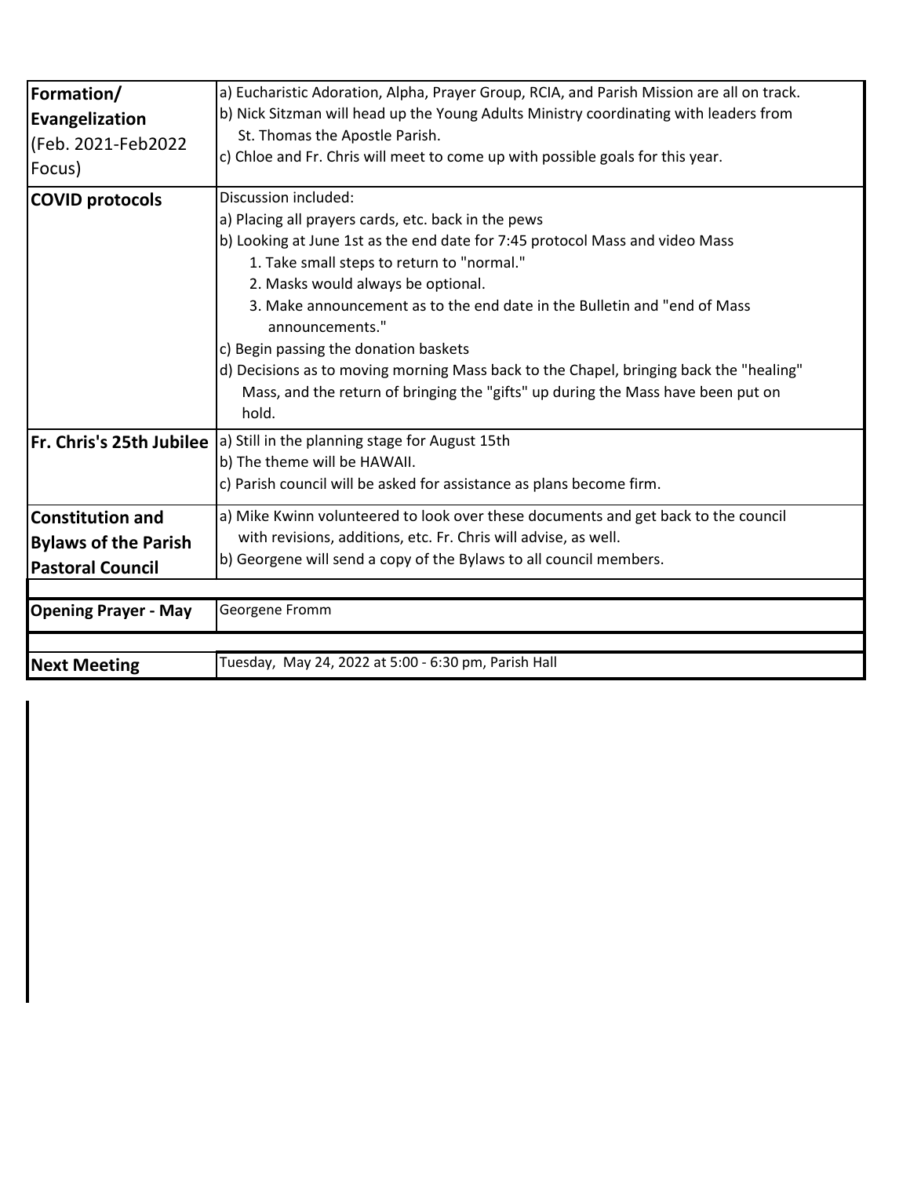| | |
|---|---|
| **Formation/ Evangelization** (Feb. 2021-Feb2022 Focus) | a) Eucharistic Adoration, Alpha, Prayer Group, RCIA, and Parish Mission are all on track.<br>b) Nick Sitzman will head up the Young Adults Ministry coordinating with leaders from St. Thomas the Apostle Parish.<br>c) Chloe and Fr. Chris will meet to come up with possible goals for this year. |
| **COVID protocols** | Discussion included:<br>a) Placing all prayers cards, etc. back in the pews<br>b) Looking at June 1st as the end date for 7:45 protocol Mass and video Mass<br>1. Take small steps to return to "normal."<br>2. Masks would always be optional.<br>3. Make announcement as to the end date in the Bulletin and "end of Mass announcements."<br>c) Begin passing the donation baskets<br>d) Decisions as to moving morning Mass back to the Chapel, bringing back the "healing" Mass, and the return of bringing the "gifts" up during the Mass have been put on hold. |
| **Fr. Chris's 25th Jubilee** | a) Still in the planning stage for August 15th<br>b) The theme will be HAWAII.<br>c) Parish council will be asked for assistance as plans become firm. |
| **Constitution and Bylaws of the Parish Pastoral Council** | a) Mike Kwinn volunteered to look over these documents and get back to the council with revisions, additions, etc. Fr. Chris will advise, as well.<br>b) Georgene will send a copy of the Bylaws to all council members. |
| | |
| **Opening Prayer - May** | Georgene Fromm |
| | |
| **Next Meeting** | Tuesday, May 24, 2022 at 5:00 - 6:30 pm, Parish Hall |